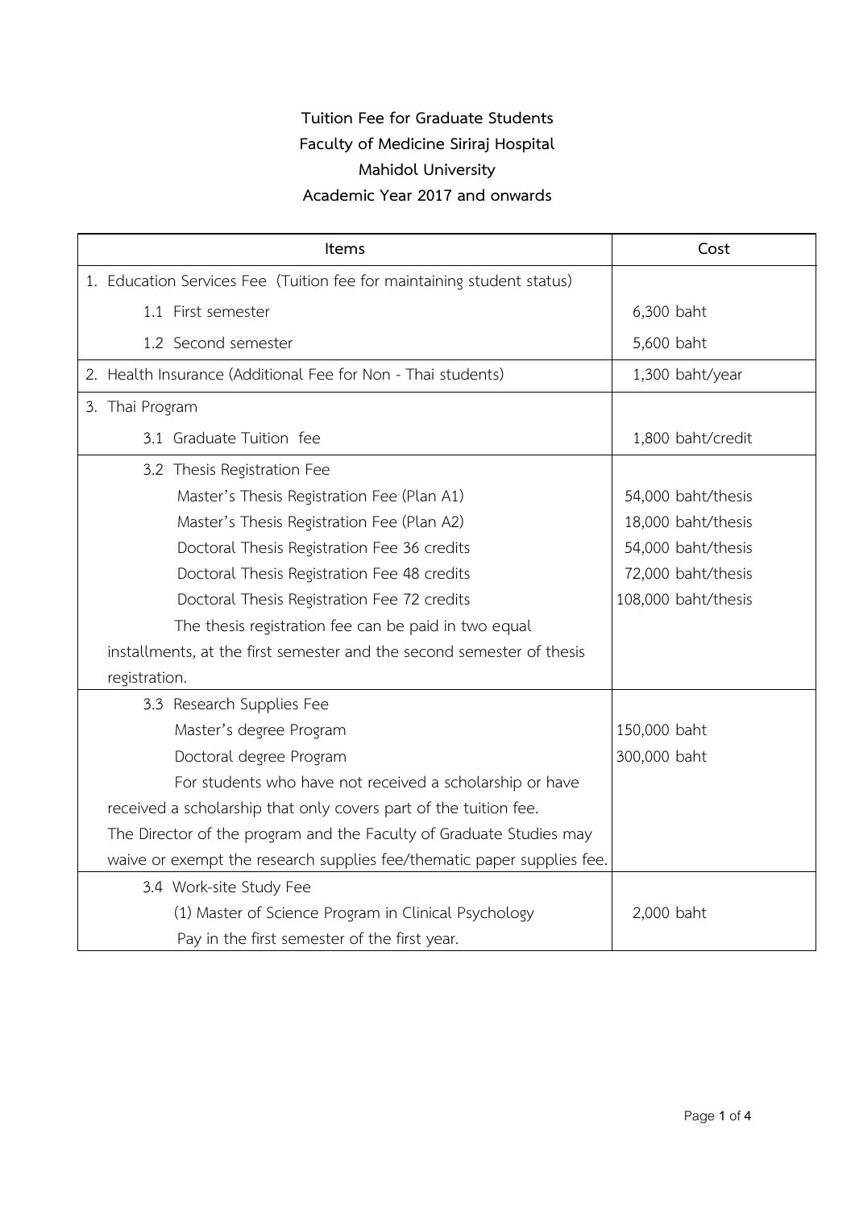**Tuition Fee for Graduate Students**
**Faculty of Medicine Siriraj Hospital**
**Mahidol University**
**Academic Year 2017 and onwards**

| Items | Cost |
|---|---|
| 1. Education Services Fee (Tuition fee for maintaining student status) | |
| 1.1 First semester | 6,300 baht |
| 1.2 Second semester | 5,600 baht |
| 2. Health Insurance (Additional Fee for Non - Thai students) | 1,300 baht/year |
| 3. Thai Program | |
| 3.1 Graduate Tuition fee | 1,800 baht/credit |
| 3.2 Thesis Registration Fee | |
| Master's Thesis Registration Fee (Plan A1) | 54,000 baht/thesis |
| Master's Thesis Registration Fee (Plan A2) | 18,000 baht/thesis |
| Doctoral Thesis Registration Fee 36 credits | 54,000 baht/thesis |
| Doctoral Thesis Registration Fee 48 credits | 72,000 baht/thesis |
| Doctoral Thesis Registration Fee 72 credits | 108,000 baht/thesis |
| The thesis registration fee can be paid in two equal installments, at the first semester and the second semester of thesis registration. | |
| 3.3 Research Supplies Fee | |
| Master's degree Program | 150,000 baht |
| Doctoral degree Program | 300,000 baht |
| For students who have not received a scholarship or have received a scholarship that only covers part of the tuition fee. The Director of the program and the Faculty of Graduate Studies may waive or exempt the research supplies fee/thematic paper supplies fee. | |
| 3.4 Work-site Study Fee | |
| (1) Master of Science Program in Clinical Psychology | 2,000 baht |
| Pay in the first semester of the first year. | |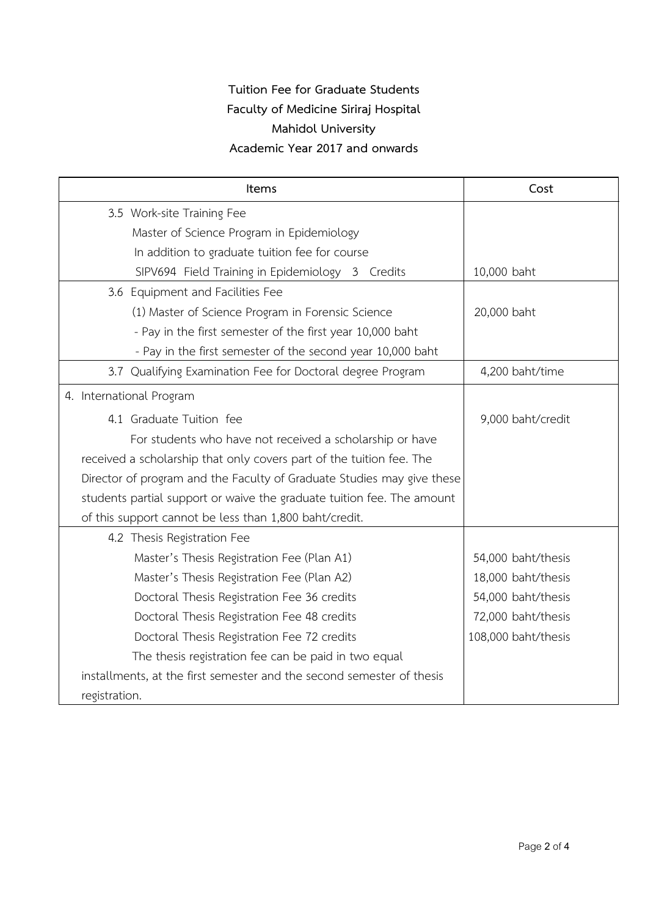**Tuition Fee for Graduate Students**
**Faculty of Medicine Siriraj Hospital**
**Mahidol University**
**Academic Year 2017 and onwards**

| Items | Cost |
|---|---|
| 3.5 Work-site Training Fee<br>Master of Science Program in Epidemiology<br>In addition to graduate tuition fee for course<br>SIPV694 Field Training in Epidemiology 3 Credits | 10,000 baht |
| 3.6 Equipment and Facilities Fee<br>(1) Master of Science Program in Forensic Science<br>- Pay in the first semester of the first year 10,000 baht<br>- Pay in the first semester of the second year 10,000 baht | 20,000 baht |
| 3.7 Qualifying Examination Fee for Doctoral degree Program | 4,200 baht/time |
| 4. International Program<br>4.1 Graduate Tuition fee<br>For students who have not received a scholarship or have received a scholarship that only covers part of the tuition fee. The Director of program and the Faculty of Graduate Studies may give these students partial support or waive the graduate tuition fee. The amount of this support cannot be less than 1,800 baht/credit. | 9,000 baht/credit |
| 4.2 Thesis Registration Fee<br>Master's Thesis Registration Fee (Plan A1)<br>Master's Thesis Registration Fee (Plan A2)<br>Doctoral Thesis Registration Fee 36 credits<br>Doctoral Thesis Registration Fee 48 credits<br>Doctoral Thesis Registration Fee 72 credits<br>The thesis registration fee can be paid in two equal installments, at the first semester and the second semester of thesis registration. | <br>54,000 baht/thesis<br>18,000 baht/thesis<br>54,000 baht/thesis<br>72,000 baht/thesis<br>108,000 baht/thesis |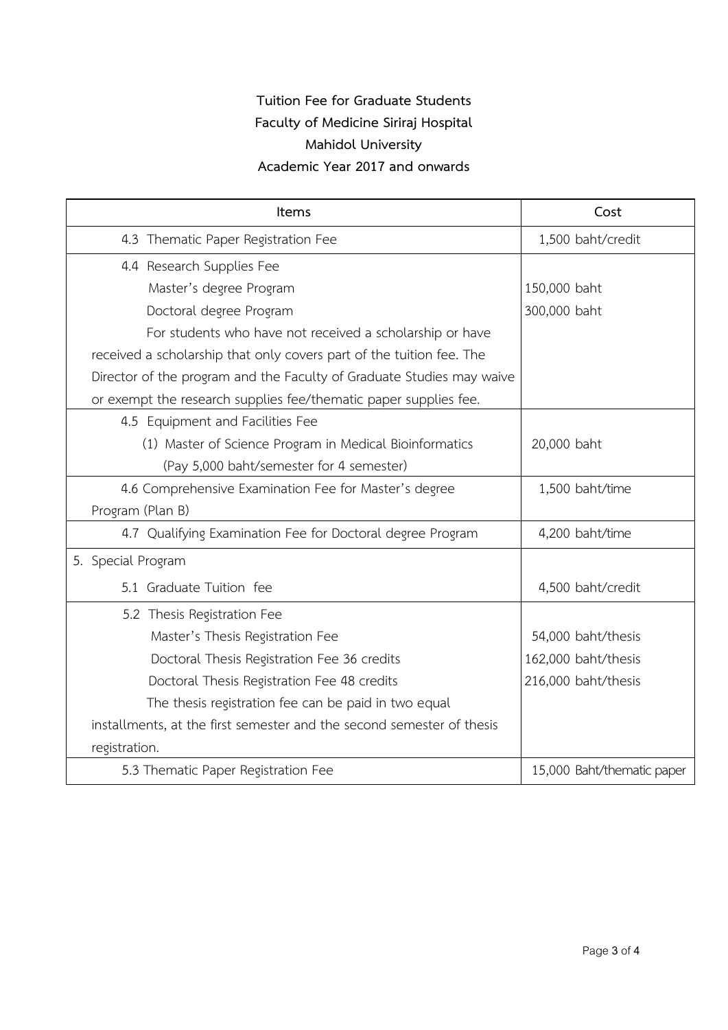**Tuition Fee for Graduate Students**
**Faculty of Medicine Siriraj Hospital**
**Mahidol University**
**Academic Year 2017 and onwards**

| Items | Cost |
|---|---|
| 4.3 Thematic Paper Registration Fee | 1,500 baht/credit |
| 4.4 Research Supplies Fee<br>Master's degree Program<br>Doctoral degree Program<br>For students who have not received a scholarship or have received a scholarship that only covers part of the tuition fee. The Director of the program and the Faculty of Graduate Studies may waive or exempt the research supplies fee/thematic paper supplies fee. | <br>150,000 baht<br>300,000 baht |
| 4.5 Equipment and Facilities Fee<br>(1) Master of Science Program in Medical Bioinformatics<br>(Pay 5,000 baht/semester for 4 semester) | <br>20,000 baht |
| 4.6 Comprehensive Examination Fee for Master's degree Program (Plan B) | 1,500 baht/time |
| 4.7 Qualifying Examination Fee for Doctoral degree Program | 4,200 baht/time |
| 5. Special Program<br>5.1 Graduate Tuition fee | <br>4,500 baht/credit |
| 5.2 Thesis Registration Fee<br>Master's Thesis Registration Fee<br>Doctoral Thesis Registration Fee 36 credits<br>Doctoral Thesis Registration Fee 48 credits<br>The thesis registration fee can be paid in two equal installments, at the first semester and the second semester of thesis registration. | <br>54,000 baht/thesis<br>162,000 baht/thesis<br>216,000 baht/thesis |
| 5.3 Thematic Paper Registration Fee | 15,000 Baht/thematic paper |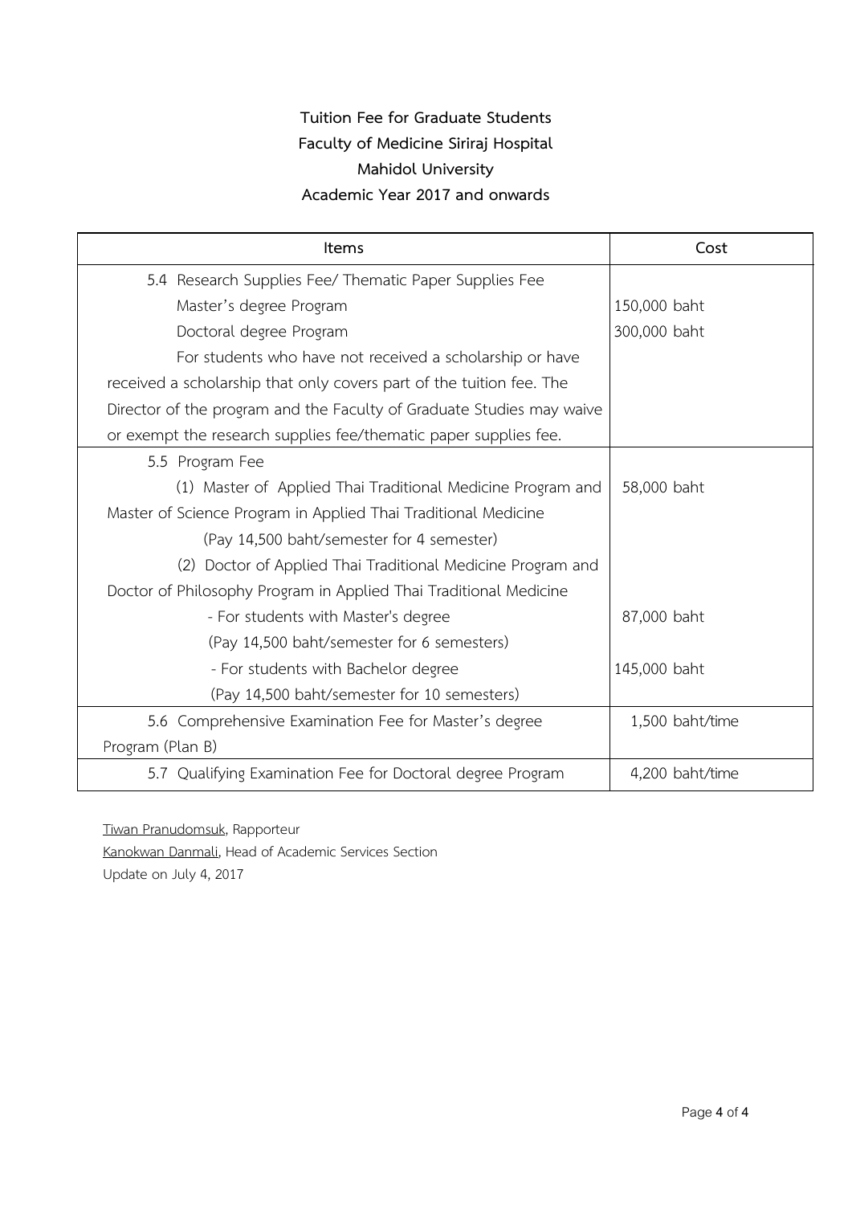**Tuition Fee for Graduate Students**
**Faculty of Medicine Siriraj Hospital**
**Mahidol University**
**Academic Year 2017 and onwards**

| Items | Cost |
|---|---|
| 5.4 Research Supplies Fee/ Thematic Paper Supplies Fee | |
| Master's degree Program | 150,000 baht |
| Doctoral degree Program | 300,000 baht |
| For students who have not received a scholarship or have received a scholarship that only covers part of the tuition fee. The Director of the program and the Faculty of Graduate Studies may waive or exempt the research supplies fee/thematic paper supplies fee. | |
| 5.5 Program Fee | |
| (1) Master of Applied Thai Traditional Medicine Program and Master of Science Program in Applied Thai Traditional Medicine | 58,000 baht |
| (Pay 14,500 baht/semester for 4 semester) | |
| (2) Doctor of Applied Thai Traditional Medicine Program and Doctor of Philosophy Program in Applied Thai Traditional Medicine | |
| - For students with Master's degree | 87,000 baht |
| (Pay 14,500 baht/semester for 6 semesters) | |
| - For students with Bachelor degree | 145,000 baht |
| (Pay 14,500 baht/semester for 10 semesters) | |
| 5.6 Comprehensive Examination Fee for Master's degree Program (Plan B) | 1,500 baht/time |
| 5.7 Qualifying Examination Fee for Doctoral degree Program | 4,200 baht/time |

Tiwan Pranudomsuk, Rapporteur
Kanokwan Danmali, Head of Academic Services Section
Update on July 4, 2017